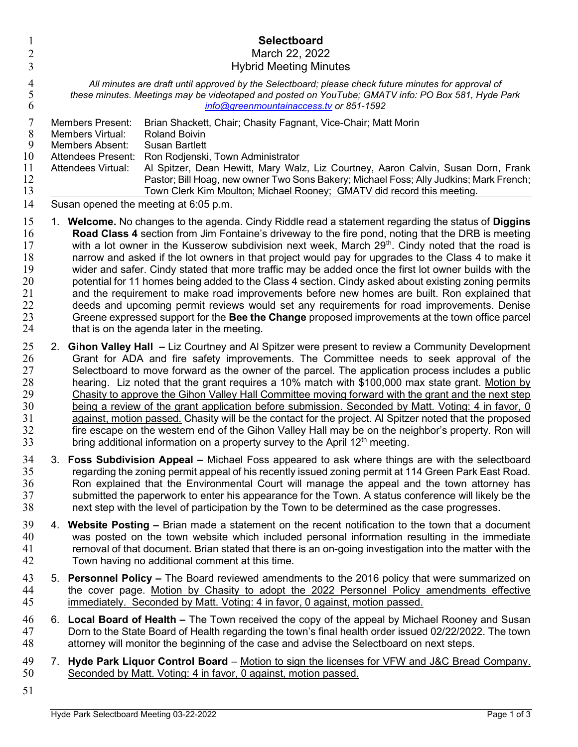# Selectboard

March 22, 2022

Hybrid Meeting Minutes

*All minutes are draft until approved by the Selectboard; please check future minutes for approval of these minutes. Meetings may be videotaped and posted on YouTube; GMATV info: PO Box 581, Hyde Park info@greenmountainaccess.tv or 851-1592*

| | |
|---|---|
| Members Present: | Brian Shackett, Chair; Chasity Fagnant, Vice-Chair; Matt Morin |
| Members Virtual: | Roland Boivin |
| Members Absent: | Susan Bartlett |
| Attendees Present: | Ron Rodjenski, Town Administrator |
| Attendees Virtual: | Al Spitzer, Dean Hewitt, Mary Walz, Liz Courtney, Aaron Calvin, Susan Dorn, Frank Pastor; Bill Hoag, new owner Two Sons Bakery; Michael Foss; Ally Judkins; Mark French; Town Clerk Kim Moulton; Michael Rooney; GMATV did record this meeting. |

Susan opened the meeting at 6:05 p.m.

1. **Welcome.** No changes to the agenda. Cindy Riddle read a statement regarding the status of **Diggins Road Class 4** section from Jim Fontaine's driveway to the fire pond, noting that the DRB is meeting with a lot owner in the Kusserow subdivision next week, March 29th. Cindy noted that the road is narrow and asked if the lot owners in that project would pay for upgrades to the Class 4 to make it wider and safer. Cindy stated that more traffic may be added once the first lot owner builds with the potential for 11 homes being added to the Class 4 section. Cindy asked about existing zoning permits and the requirement to make road improvements before new homes are built. Ron explained that deeds and upcoming permit reviews would set any requirements for road improvements. Denise Greene expressed support for the **Bee the Change** proposed improvements at the town office parcel that is on the agenda later in the meeting.

2. **Gihon Valley Hall –** Liz Courtney and Al Spitzer were present to review a Community Development Grant for ADA and fire safety improvements. The Committee needs to seek approval of the Selectboard to move forward as the owner of the parcel. The application process includes a public hearing. Liz noted that the grant requires a 10% match with $100,000 max state grant. <u>Motion by Chasity to approve the Gihon Valley Hall Committee moving forward with the grant and the next step being a review of the grant application before submission. Seconded by Matt. Voting: 4 in favor, 0 against, motion passed.</u> Chasity will be the contact for the project. Al Spitzer noted that the proposed fire escape on the western end of the Gihon Valley Hall may be on the neighbor's property. Ron will bring additional information on a property survey to the April 12th meeting.

3. **Foss Subdivision Appeal –** Michael Foss appeared to ask where things are with the selectboard regarding the zoning permit appeal of his recently issued zoning permit at 114 Green Park East Road. Ron explained that the Environmental Court will manage the appeal and the town attorney has submitted the paperwork to enter his appearance for the Town. A status conference will likely be the next step with the level of participation by the Town to be determined as the case progresses.

4. **Website Posting –** Brian made a statement on the recent notification to the town that a document was posted on the town website which included personal information resulting in the immediate removal of that document. Brian stated that there is an on-going investigation into the matter with the Town having no additional comment at this time.

5. **Personnel Policy –** The Board reviewed amendments to the 2016 policy that were summarized on the cover page. <u>Motion by Chasity to adopt the 2022 Personnel Policy amendments effective immediately. Seconded by Matt. Voting: 4 in favor, 0 against, motion passed.</u>

6. **Local Board of Health –** The Town received the copy of the appeal by Michael Rooney and Susan Dorn to the State Board of Health regarding the town's final health order issued 02/22/2022. The town attorney will monitor the beginning of the case and advise the Selectboard on next steps.

7. **Hyde Park Liquor Control Board** – <u>Motion to sign the licenses for VFW and J&C Bread Company. Seconded by Matt. Voting: 4 in favor, 0 against, motion passed.</u>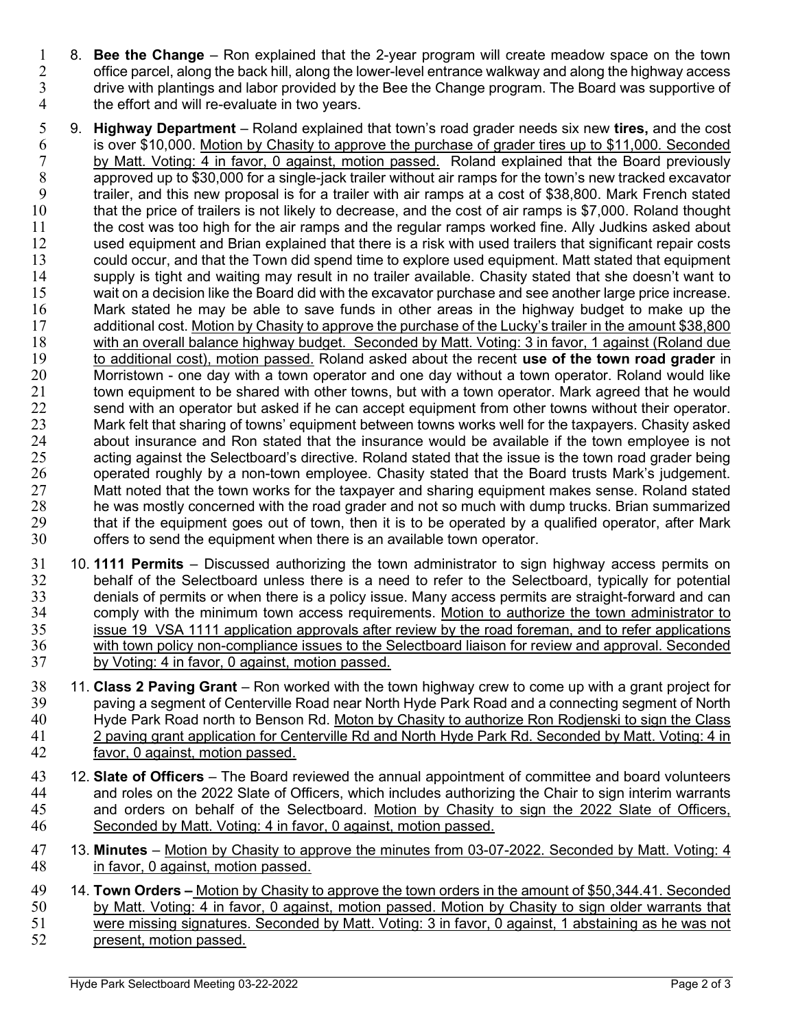8. **Bee the Change** – Ron explained that the 2-year program will create meadow space on the town office parcel, along the back hill, along the lower-level entrance walkway and along the highway access drive with plantings and labor provided by the Bee the Change program. The Board was supportive of the effort and will re-evaluate in two years.

9. **Highway Department** – Roland explained that town's road grader needs six new **tires,** and the cost is over $10,000. <u>Motion by Chasity to approve the purchase of grader tires up to $11,000. Seconded by Matt. Voting: 4 in favor, 0 against, motion passed.</u> Roland explained that the Board previously approved up to $30,000 for a single-jack trailer without air ramps for the town's new tracked excavator trailer, and this new proposal is for a trailer with air ramps at a cost of $38,800. Mark French stated that the price of trailers is not likely to decrease, and the cost of air ramps is $7,000. Roland thought the cost was too high for the air ramps and the regular ramps worked fine. Ally Judkins asked about used equipment and Brian explained that there is a risk with used trailers that significant repair costs could occur, and that the Town did spend time to explore used equipment. Matt stated that equipment supply is tight and waiting may result in no trailer available. Chasity stated that she doesn't want to wait on a decision like the Board did with the excavator purchase and see another large price increase. Mark stated he may be able to save funds in other areas in the highway budget to make up the additional cost. <u>Motion by Chasity to approve the purchase of the Lucky's trailer in the amount $38,800 with an overall balance highway budget. Seconded by Matt. Voting: 3 in favor, 1 against (Roland due to additional cost), motion passed.</u> Roland asked about the recent **use of the town road grader** in Morristown - one day with a town operator and one day without a town operator. Roland would like town equipment to be shared with other towns, but with a town operator. Mark agreed that he would send with an operator but asked if he can accept equipment from other towns without their operator. Mark felt that sharing of towns' equipment between towns works well for the taxpayers. Chasity asked about insurance and Ron stated that the insurance would be available if the town employee is not acting against the Selectboard's directive. Roland stated that the issue is the town road grader being operated roughly by a non-town employee. Chasity stated that the Board trusts Mark's judgement. Matt noted that the town works for the taxpayer and sharing equipment makes sense. Roland stated he was mostly concerned with the road grader and not so much with dump trucks. Brian summarized that if the equipment goes out of town, then it is to be operated by a qualified operator, after Mark offers to send the equipment when there is an available town operator.

10. **1111 Permits** – Discussed authorizing the town administrator to sign highway access permits on behalf of the Selectboard unless there is a need to refer to the Selectboard, typically for potential denials of permits or when there is a policy issue. Many access permits are straight-forward and can comply with the minimum town access requirements. <u>Motion to authorize the town administrator to issue 19 VSA 1111 application approvals after review by the road foreman, and to refer applications with town policy non-compliance issues to the Selectboard liaison for review and approval. Seconded by Voting: 4 in favor, 0 against, motion passed.</u>

11. **Class 2 Paving Grant** – Ron worked with the town highway crew to come up with a grant project for paving a segment of Centerville Road near North Hyde Park Road and a connecting segment of North Hyde Park Road north to Benson Rd. <u>Moton by Chasity to authorize Ron Rodjenski to sign the Class 2 paving grant application for Centerville Rd and North Hyde Park Rd. Seconded by Matt. Voting: 4 in favor, 0 against, motion passed.</u>

12. **Slate of Officers** – The Board reviewed the annual appointment of committee and board volunteers and roles on the 2022 Slate of Officers, which includes authorizing the Chair to sign interim warrants and orders on behalf of the Selectboard. <u>Motion by Chasity to sign the 2022 Slate of Officers, Seconded by Matt. Voting: 4 in favor, 0 against, motion passed.</u>

13. **Minutes** – <u>Motion by Chasity to approve the minutes from 03-07-2022. Seconded by Matt. Voting: 4 in favor, 0 against, motion passed.</u>

14. **Town Orders –** <u>Motion by Chasity to approve the town orders in the amount of $50,344.41. Seconded by Matt. Voting: 4 in favor, 0 against, motion passed. Motion by Chasity to sign older warrants that were missing signatures. Seconded by Matt. Voting: 3 in favor, 0 against, 1 abstaining as he was not present, motion passed.</u>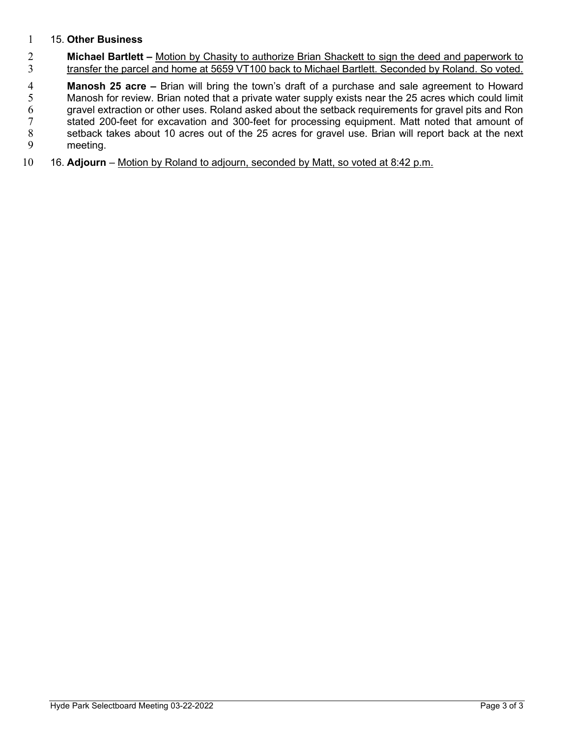15. **Other Business**

**Michael Bartlett –** Motion by Chasity to authorize Brian Shackett to sign the deed and paperwork to transfer the parcel and home at 5659 VT100 back to Michael Bartlett. Seconded by Roland. So voted.

**Manosh 25 acre –** Brian will bring the town's draft of a purchase and sale agreement to Howard Manosh for review. Brian noted that a private water supply exists near the 25 acres which could limit gravel extraction or other uses. Roland asked about the setback requirements for gravel pits and Ron stated 200-feet for excavation and 300-feet for processing equipment. Matt noted that amount of setback takes about 10 acres out of the 25 acres for gravel use. Brian will report back at the next meeting.

16. **Adjourn** – Motion by Roland to adjourn, seconded by Matt, so voted at 8:42 p.m.